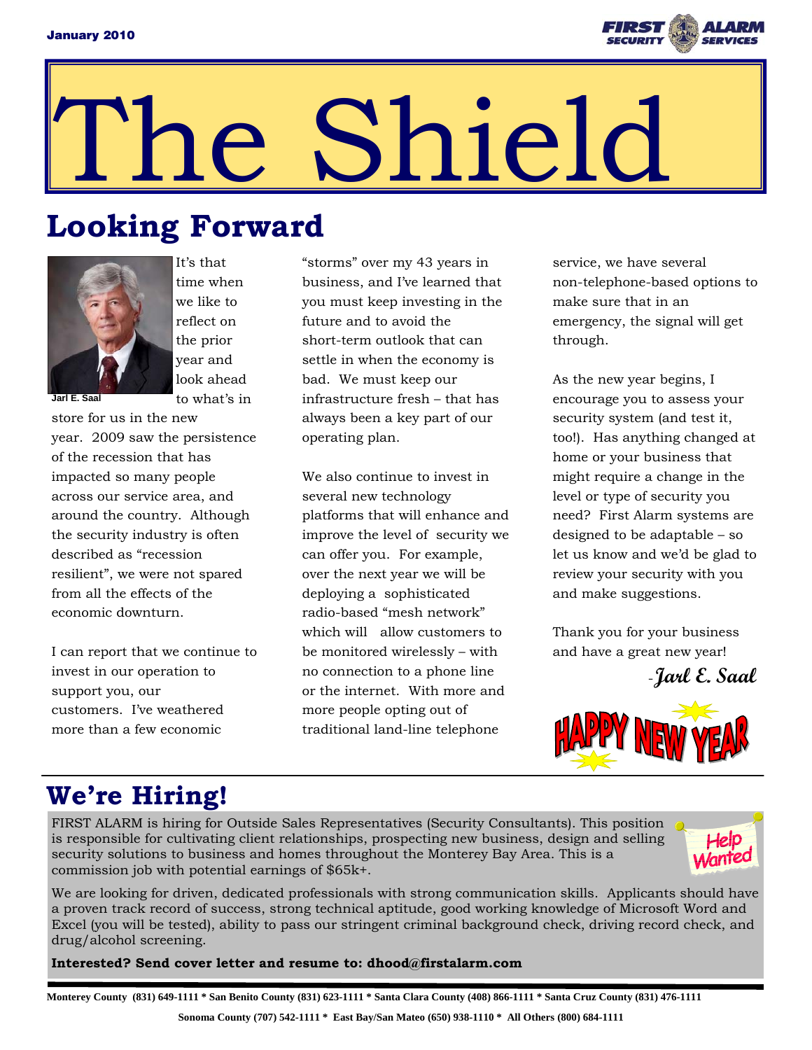January 2010

# The Shield

## Looking Forward

Jarl E. Saal

It's that time when we like to reflect on the prior year and look ahead to what's in store for us in the new year. 2009 saw the persistence of the recession that has impacted so many people across our service area, and around the country. Although the security industry is often described as "recession resilient", we were not spared from all the effects of the economic downturn.

I can report that we continue to invest in our operation to support you, our customers. I've weathered more than a few economic "storms" over my 43 years in business, and I've learned that you must keep investing in the future and to avoid the short-term outlook that can settle in when the economy is bad. We must keep our infrastructure fresh – that has always been a key part of our operating plan.

We also continue to invest in several new technology platforms that will enhance and improve the level of security we can offer you. For example, over the next year we will be deploying a sophisticated radio-based "mesh network" which will allow customers to be monitored wirelessly – with no connection to a phone line or the internet. With more and more people opting out of traditional land-line telephone service, we have several non-telephone-based options to make sure that in an emergency, the signal will get through.

As the new year begins, I encourage you to assess your security system (and test it, too!). Has anything changed at home or your business that might require a change in the level or type of security you need? First Alarm systems are designed to be adaptable – so let us know and we'd be glad to review your security with you and make suggestions.

Thank you for your business and have a great new year!

-*Jarl E. Saal*

HAPPY NEW YEAR

## We're Hiring!

FIRST ALARM is hiring for Outside Sales Representatives (Security Consultants). This position is responsible for cultivating client relationships, prospecting new business, design and selling security solutions to business and homes throughout the Monterey Bay Area. This is a commission job with potential earnings of $65k+.

Help Wanted

We are looking for driven, dedicated professionals with strong communication skills. Applicants should have a proven track record of success, strong technical aptitude, good working knowledge of Microsoft Word and Excel (you will be tested), ability to pass our stringent criminal background check, driving record check, and drug/alcohol screening.

**Interested? Send cover letter and resume to: dhood@firstalarm.com**

**Monterey County (831) 649-1111 * San Benito County (831) 623-1111 * Santa Clara County (408) 866-1111 * Santa Cruz County (831) 476-1111**

**Sonoma County (707) 542-1111 * East Bay/San Mateo (650) 938-1110 * All Others (800) 684-1111**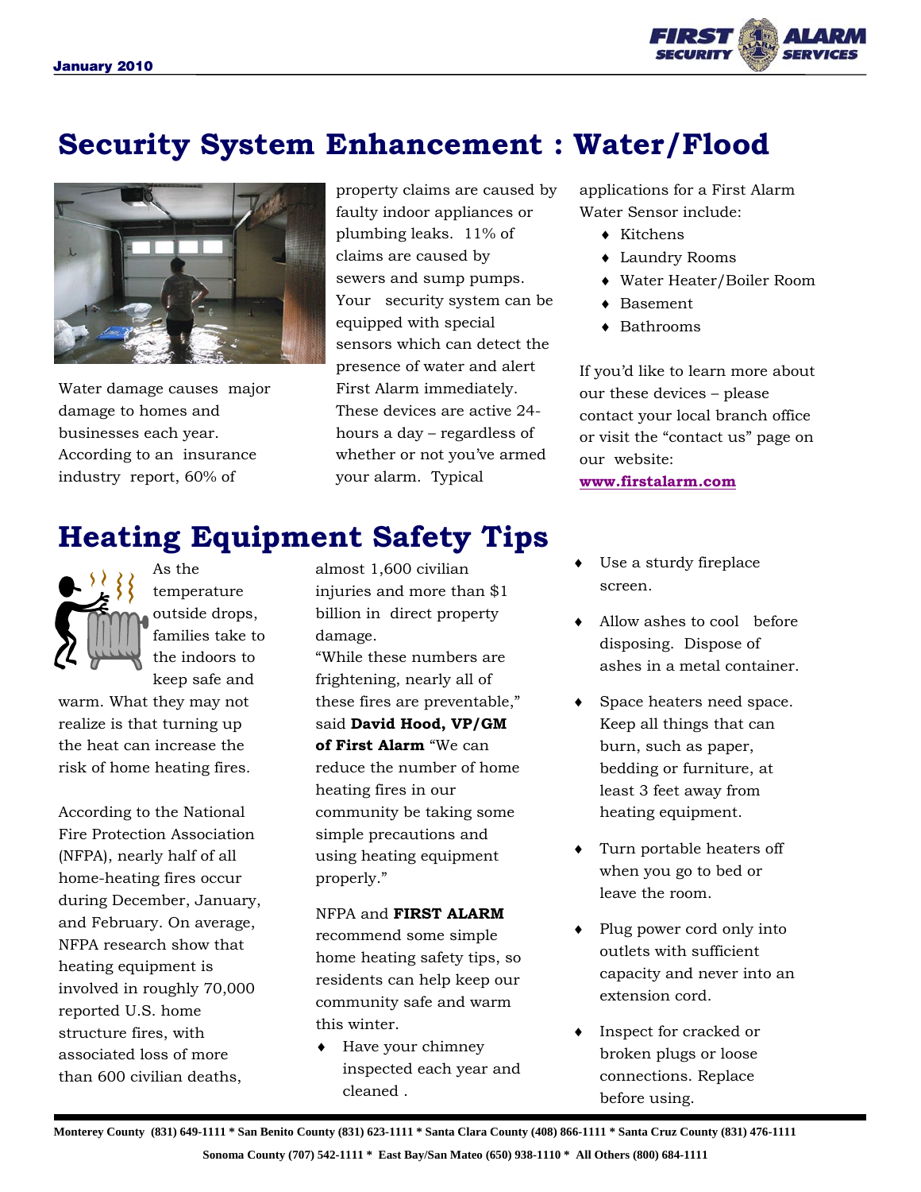January 2010

# Security System Enhancement : Water/Flood

Water damage causes major damage to homes and businesses each year. According to an insurance industry report, 60% of property claims are caused by faulty indoor appliances or plumbing leaks. 11% of claims are caused by sewers and sump pumps. Your security system can be equipped with special sensors which can detect the presence of water and alert First Alarm immediately. These devices are active 24-hours a day – regardless of whether or not you've armed your alarm. Typical applications for a First Alarm Water Sensor include:

- Kitchens
- Laundry Rooms
- Water Heater/Boiler Room
- Basement
- Bathrooms

If you'd like to learn more about our these devices – please contact your local branch office or visit the "contact us" page on our website: **www.firstalarm.com**

# Heating Equipment Safety Tips

As the temperature outside drops, families take to the indoors to keep safe and warm. What they may not realize is that turning up the heat can increase the risk of home heating fires.

According to the National Fire Protection Association (NFPA), nearly half of all home-heating fires occur during December, January, and February. On average, NFPA research show that heating equipment is involved in roughly 70,000 reported U.S. home structure fires, with associated loss of more than 600 civilian deaths, almost 1,600 civilian injuries and more than $1 billion in direct property damage.

"While these numbers are frightening, nearly all of these fires are preventable," said **David Hood, VP/GM of First Alarm** "We can reduce the number of home heating fires in our community be taking some simple precautions and using heating equipment properly."

NFPA and **FIRST ALARM** recommend some simple home heating safety tips, so residents can help keep our community safe and warm this winter.

- Have your chimney inspected each year and cleaned .
- Use a sturdy fireplace screen.
- Allow ashes to cool before disposing. Dispose of ashes in a metal container.
- Space heaters need space. Keep all things that can burn, such as paper, bedding or furniture, at least 3 feet away from heating equipment.
- Turn portable heaters off when you go to bed or leave the room.
- Plug power cord only into outlets with sufficient capacity and never into an extension cord.
- Inspect for cracked or broken plugs or loose connections. Replace before using.

**Monterey County (831) 649-1111 * San Benito County (831) 623-1111 * Santa Clara County (408) 866-1111 * Santa Cruz County (831) 476-1111**

**Sonoma County (707) 542-1111 * East Bay/San Mateo (650) 938-1110 * All Others (800) 684-1111**